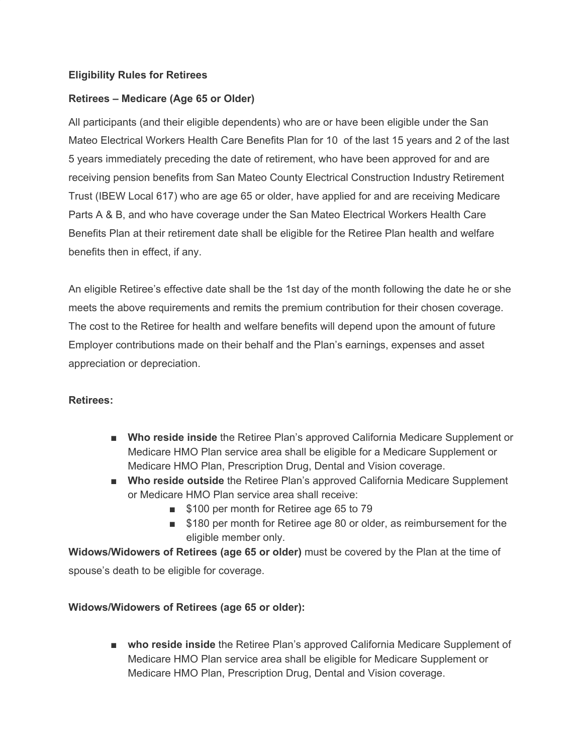**Eligibility Rules for Retirees**

**Retirees – Medicare (Age 65 or Older)**

All participants (and their eligible dependents) who are or have been eligible under the San Mateo Electrical Workers Health Care Benefits Plan for 10 of the last 15 years and 2 of the last 5 years immediately preceding the date of retirement, who have been approved for and are receiving pension benefits from San Mateo County Electrical Construction Industry Retirement Trust (IBEW Local 617) who are age 65 or older, have applied for and are receiving Medicare Parts A & B, and who have coverage under the San Mateo Electrical Workers Health Care Benefits Plan at their retirement date shall be eligible for the Retiree Plan health and welfare benefits then in effect, if any.

An eligible Retiree's effective date shall be the 1st day of the month following the date he or she meets the above requirements and remits the premium contribution for their chosen coverage. The cost to the Retiree for health and welfare benefits will depend upon the amount of future Employer contributions made on their behalf and the Plan's earnings, expenses and asset appreciation or depreciation.

**Retirees:**

- **Who reside inside** the Retiree Plan's approved California Medicare Supplement or Medicare HMO Plan service area shall be eligible for a Medicare Supplement or Medicare HMO Plan, Prescription Drug, Dental and Vision coverage.
- **Who reside outside** the Retiree Plan's approved California Medicare Supplement or Medicare HMO Plan service area shall receive:
  - $100 per month for Retiree age 65 to 79
  - $180 per month for Retiree age 80 or older, as reimbursement for the eligible member only.

**Widows/Widowers of Retirees (age 65 or older)** must be covered by the Plan at the time of spouse's death to be eligible for coverage.

**Widows/Widowers of Retirees (age 65 or older):**

- **who reside inside** the Retiree Plan's approved California Medicare Supplement of Medicare HMO Plan service area shall be eligible for Medicare Supplement or Medicare HMO Plan, Prescription Drug, Dental and Vision coverage.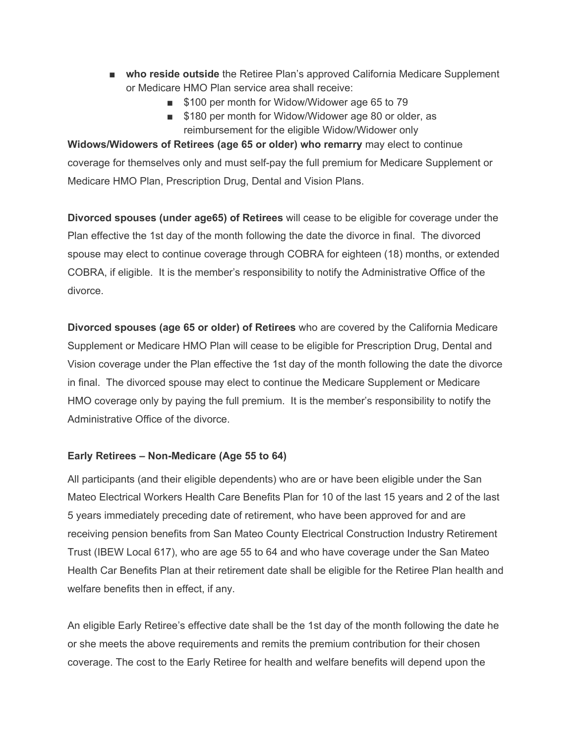- **who reside outside** the Retiree Plan's approved California Medicare Supplement or Medicare HMO Plan service area shall receive:
  - $100 per month for Widow/Widower age 65 to 79
  - $180 per month for Widow/Widower age 80 or older, as reimbursement for the eligible Widow/Widower only

**Widows/Widowers of Retirees (age 65 or older) who remarry** may elect to continue coverage for themselves only and must self-pay the full premium for Medicare Supplement or Medicare HMO Plan, Prescription Drug, Dental and Vision Plans.

**Divorced spouses (under age65) of Retirees** will cease to be eligible for coverage under the Plan effective the 1st day of the month following the date the divorce in final. The divorced spouse may elect to continue coverage through COBRA for eighteen (18) months, or extended COBRA, if eligible. It is the member's responsibility to notify the Administrative Office of the divorce.

**Divorced spouses (age 65 or older) of Retirees** who are covered by the California Medicare Supplement or Medicare HMO Plan will cease to be eligible for Prescription Drug, Dental and Vision coverage under the Plan effective the 1st day of the month following the date the divorce in final. The divorced spouse may elect to continue the Medicare Supplement or Medicare HMO coverage only by paying the full premium. It is the member's responsibility to notify the Administrative Office of the divorce.

**Early Retirees – Non-Medicare (Age 55 to 64)**

All participants (and their eligible dependents) who are or have been eligible under the San Mateo Electrical Workers Health Care Benefits Plan for 10 of the last 15 years and 2 of the last 5 years immediately preceding date of retirement, who have been approved for and are receiving pension benefits from San Mateo County Electrical Construction Industry Retirement Trust (IBEW Local 617), who are age 55 to 64 and who have coverage under the San Mateo Health Car Benefits Plan at their retirement date shall be eligible for the Retiree Plan health and welfare benefits then in effect, if any.

An eligible Early Retiree's effective date shall be the 1st day of the month following the date he or she meets the above requirements and remits the premium contribution for their chosen coverage. The cost to the Early Retiree for health and welfare benefits will depend upon the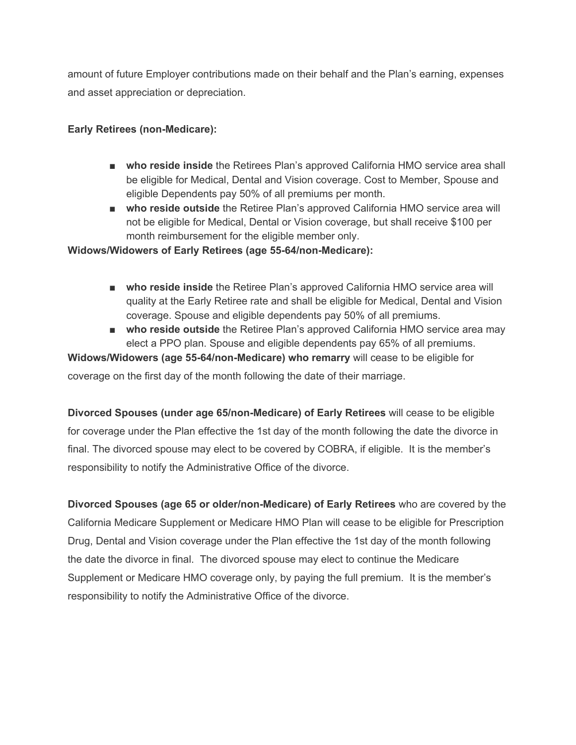amount of future Employer contributions made on their behalf and the Plan's earning, expenses and asset appreciation or depreciation.

**Early Retirees (non-Medicare):**

- **who reside inside** the Retirees Plan's approved California HMO service area shall be eligible for Medical, Dental and Vision coverage. Cost to Member, Spouse and eligible Dependents pay 50% of all premiums per month.
- **who reside outside** the Retiree Plan's approved California HMO service area will not be eligible for Medical, Dental or Vision coverage, but shall receive $100 per month reimbursement for the eligible member only.

**Widows/Widowers of Early Retirees (age 55-64/non-Medicare):**

- **who reside inside** the Retiree Plan's approved California HMO service area will quality at the Early Retiree rate and shall be eligible for Medical, Dental and Vision coverage. Spouse and eligible dependents pay 50% of all premiums.
- **who reside outside** the Retiree Plan's approved California HMO service area may elect a PPO plan. Spouse and eligible dependents pay 65% of all premiums.

**Widows/Widowers (age 55-64/non-Medicare) who remarry** will cease to be eligible for coverage on the first day of the month following the date of their marriage.

**Divorced Spouses (under age 65/non-Medicare) of Early Retirees** will cease to be eligible for coverage under the Plan effective the 1st day of the month following the date the divorce in final. The divorced spouse may elect to be covered by COBRA, if eligible. It is the member's responsibility to notify the Administrative Office of the divorce.

**Divorced Spouses (age 65 or older/non-Medicare) of Early Retirees** who are covered by the California Medicare Supplement or Medicare HMO Plan will cease to be eligible for Prescription Drug, Dental and Vision coverage under the Plan effective the 1st day of the month following the date the divorce in final. The divorced spouse may elect to continue the Medicare Supplement or Medicare HMO coverage only, by paying the full premium. It is the member's responsibility to notify the Administrative Office of the divorce.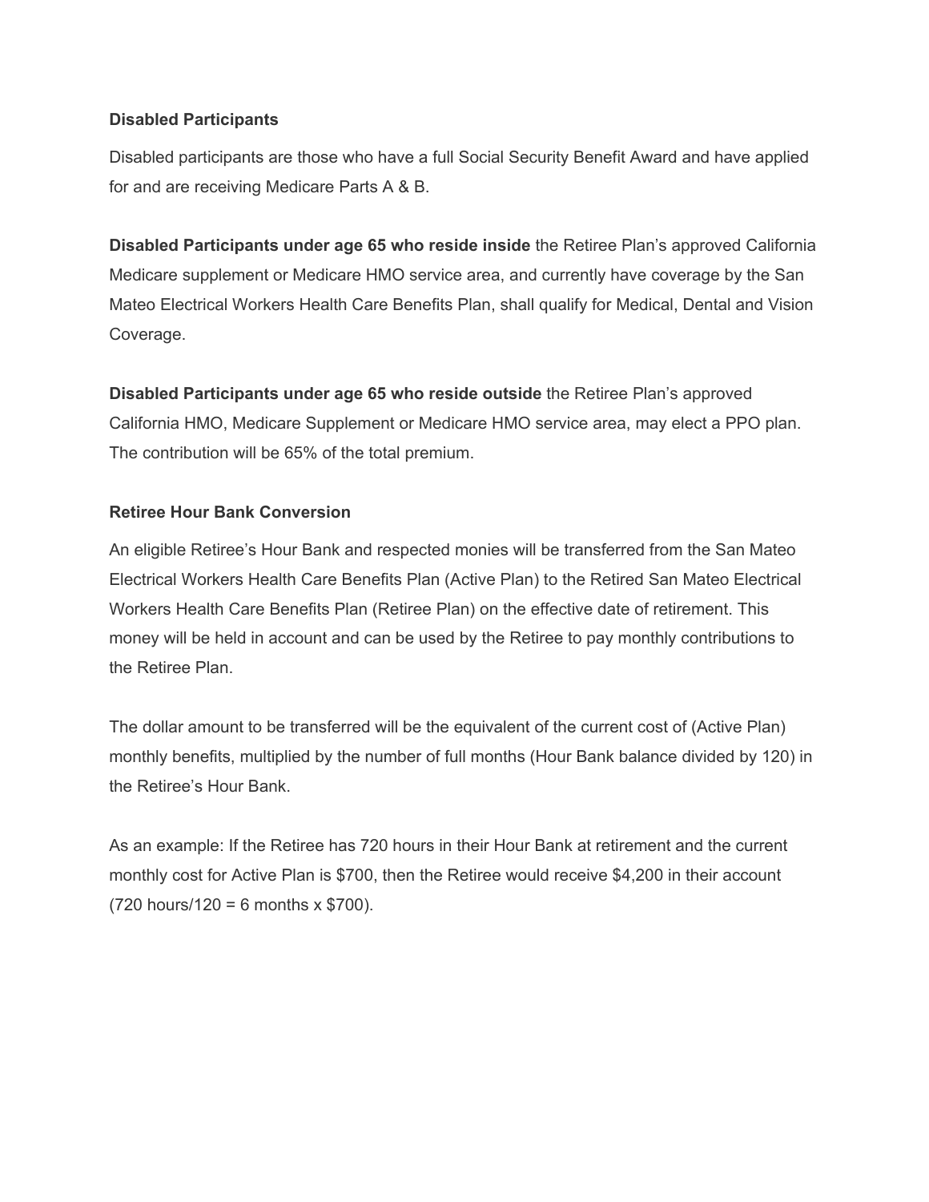**Disabled Participants**

Disabled participants are those who have a full Social Security Benefit Award and have applied for and are receiving Medicare Parts A & B.

**Disabled Participants under age 65 who reside inside** the Retiree Plan's approved California Medicare supplement or Medicare HMO service area, and currently have coverage by the San Mateo Electrical Workers Health Care Benefits Plan, shall qualify for Medical, Dental and Vision Coverage.

**Disabled Participants under age 65 who reside outside** the Retiree Plan's approved California HMO, Medicare Supplement or Medicare HMO service area, may elect a PPO plan. The contribution will be 65% of the total premium.

**Retiree Hour Bank Conversion**

An eligible Retiree's Hour Bank and respected monies will be transferred from the San Mateo Electrical Workers Health Care Benefits Plan (Active Plan) to the Retired San Mateo Electrical Workers Health Care Benefits Plan (Retiree Plan) on the effective date of retirement. This money will be held in account and can be used by the Retiree to pay monthly contributions to the Retiree Plan.

The dollar amount to be transferred will be the equivalent of the current cost of (Active Plan) monthly benefits, multiplied by the number of full months (Hour Bank balance divided by 120) in the Retiree's Hour Bank.

As an example: If the Retiree has 720 hours in their Hour Bank at retirement and the current monthly cost for Active Plan is $700, then the Retiree would receive $4,200 in their account (720 hours/120 = 6 months x $700).